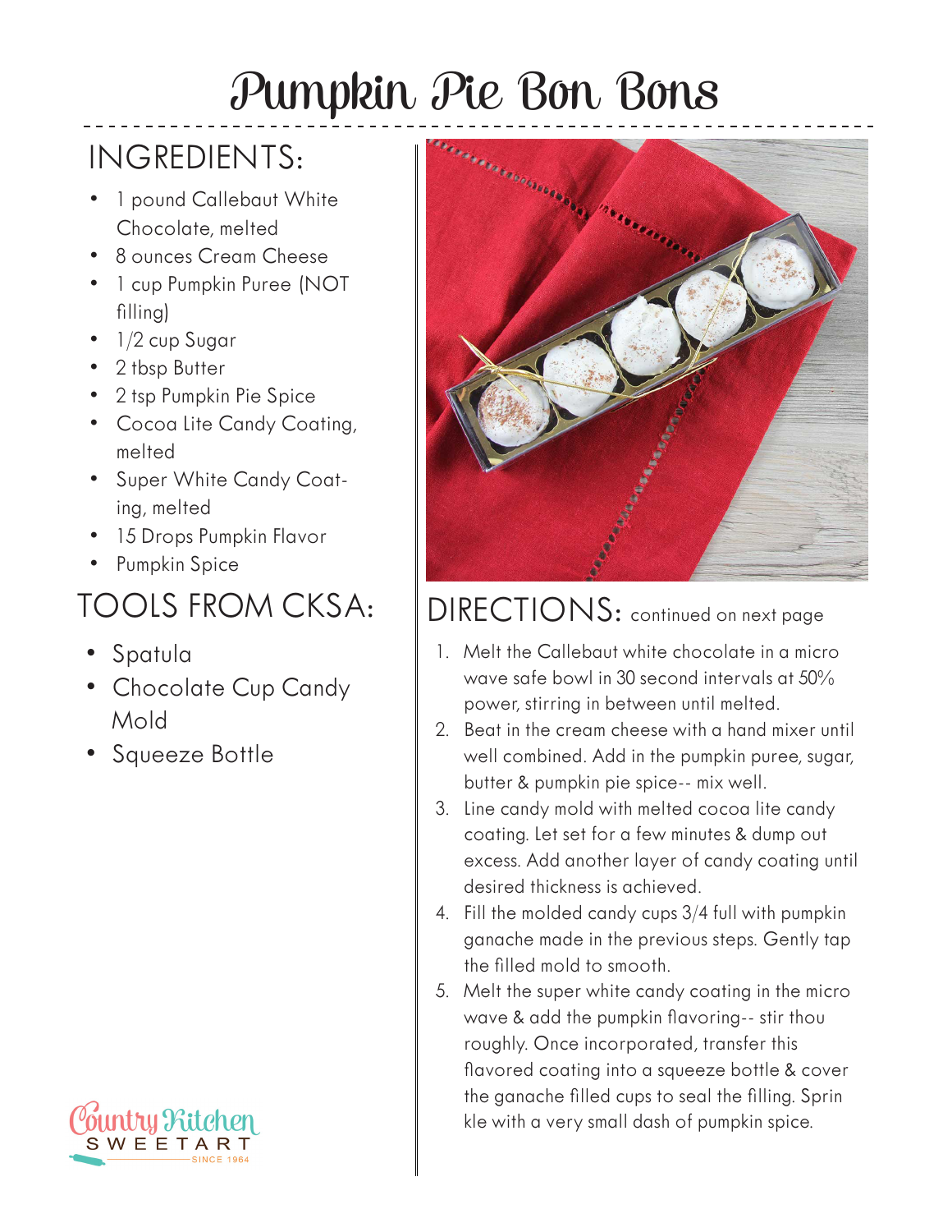# Pumpkin Pie Bon Bons

## INGREDIENTS:

- 1 pound Callebaut White Chocolate, melted
- 8 ounces Cream Cheese
- 1 cup Pumpkin Puree (NOT filling)
- 1/2 cup Sugar
- 2 tbsp Butter
- 2 tsp Pumpkin Pie Spice
- Cocoa Lite Candy Coating, melted
- Super White Candy Coating, melted
- 15 Drops Pumpkin Flavor
- Pumpkin Spice

## TOOLS FROM CKSA:

- Spatula
- Chocolate Cup Candy Mold
- Squeeze Bottle

## DIRECTIONS: continued on next page

1. Melt the Callebaut white chocolate in a microwave safe bowl in 30 second intervals at 50% power, stirring in between until melted.
2. Beat in the cream cheese with a hand mixer until well combined. Add in the pumpkin puree, sugar, butter & pumpkin pie spice-- mix well.
3. Line candy mold with melted cocoa lite candy coating. Let set for a few minutes & dump out excess. Add another layer of candy coating until desired thickness is achieved.
4. Fill the molded candy cups 3/4 full with pumpkin ganache made in the previous steps. Gently tap the filled mold to smooth.
5. Melt the super white candy coating in the microwave & add the pumpkin flavoring-- stir thoroughly. Once incorporated, transfer this flavored coating into a squeeze bottle & cover the ganache filled cups to seal the filling. Sprinkle with a very small dash of pumpkin spice.

Country Kitchen SWEETART SINCE 1964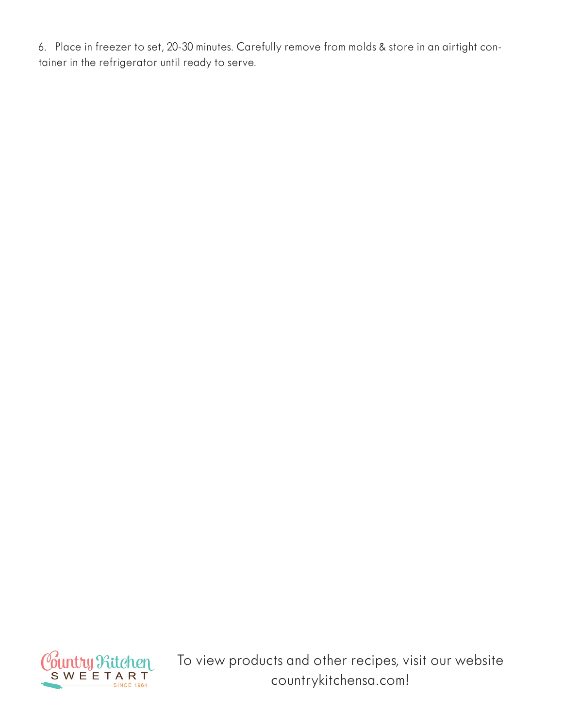6. Place in freezer to set, 20-30 minutes. Carefully remove from molds & store in an airtight container in the refrigerator until ready to serve.

Country Kitchen SWEETART SINCE 1964

To view products and other recipes, visit our website countrykitchensa.com!